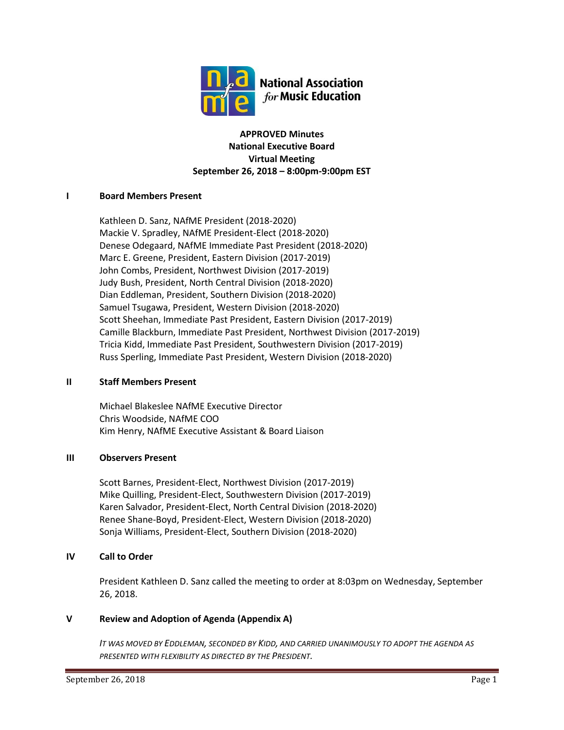**National Association for Music Education**

# APPROVED Minutes
## National Executive Board
## Virtual Meeting
## September 26, 2018 – 8:00pm-9:00pm EST

## I Board Members Present

Kathleen D. Sanz, NAfME President (2018-2020)
Mackie V. Spradley, NAfME President-Elect (2018-2020)
Denese Odegaard, NAfME Immediate Past President (2018-2020)
Marc E. Greene, President, Eastern Division (2017-2019)
John Combs, President, Northwest Division (2017-2019)
Judy Bush, President, North Central Division (2018-2020)
Dian Eddleman, President, Southern Division (2018-2020)
Samuel Tsugawa, President, Western Division (2018-2020)
Scott Sheehan, Immediate Past President, Eastern Division (2017-2019)
Camille Blackburn, Immediate Past President, Northwest Division (2017-2019)
Tricia Kidd, Immediate Past President, Southwestern Division (2017-2019)
Russ Sperling, Immediate Past President, Western Division (2018-2020)

## II Staff Members Present

Michael Blakeslee NAfME Executive Director
Chris Woodside, NAfME COO
Kim Henry, NAfME Executive Assistant & Board Liaison

## III Observers Present

Scott Barnes, President-Elect, Northwest Division (2017-2019)
Mike Quilling, President-Elect, Southwestern Division (2017-2019)
Karen Salvador, President-Elect, North Central Division (2018-2020)
Renee Shane-Boyd, President-Elect, Western Division (2018-2020)
Sonja Williams, President-Elect, Southern Division (2018-2020)

## IV Call to Order

President Kathleen D. Sanz called the meeting to order at 8:03pm on Wednesday, September 26, 2018.

## V Review and Adoption of Agenda (Appendix A)

*IT WAS MOVED BY EDDLEMAN, SECONDED BY KIDD, AND CARRIED UNANIMOUSLY TO ADOPT THE AGENDA AS PRESENTED WITH FLEXIBILITY AS DIRECTED BY THE PRESIDENT.*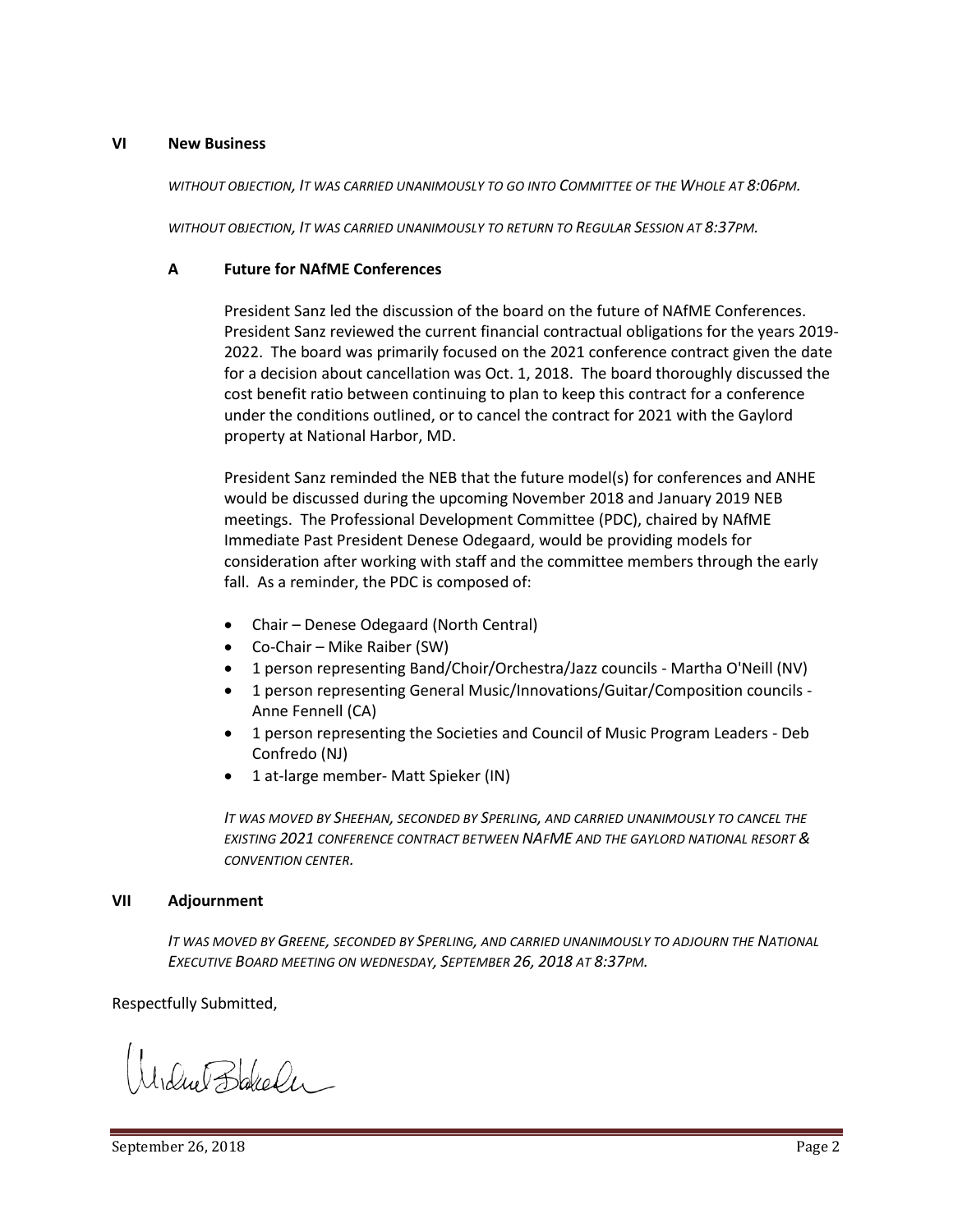## VI New Business

*WITHOUT OBJECTION, IT WAS CARRIED UNANIMOUSLY TO GO INTO COMMITTEE OF THE WHOLE AT 8:06PM.*

*WITHOUT OBJECTION, IT WAS CARRIED UNANIMOUSLY TO RETURN TO REGULAR SESSION AT 8:37PM.*

### A Future for NAfME Conferences

President Sanz led the discussion of the board on the future of NAfME Conferences. President Sanz reviewed the current financial contractual obligations for the years 2019-2022. The board was primarily focused on the 2021 conference contract given the date for a decision about cancellation was Oct. 1, 2018. The board thoroughly discussed the cost benefit ratio between continuing to plan to keep this contract for a conference under the conditions outlined, or to cancel the contract for 2021 with the Gaylord property at National Harbor, MD.

President Sanz reminded the NEB that the future model(s) for conferences and ANHE would be discussed during the upcoming November 2018 and January 2019 NEB meetings. The Professional Development Committee (PDC), chaired by NAfME Immediate Past President Denese Odegaard, would be providing models for consideration after working with staff and the committee members through the early fall. As a reminder, the PDC is composed of:

- Chair – Denese Odegaard (North Central)
- Co-Chair – Mike Raiber (SW)
- 1 person representing Band/Choir/Orchestra/Jazz councils - Martha O'Neill (NV)
- 1 person representing General Music/Innovations/Guitar/Composition councils - Anne Fennell (CA)
- 1 person representing the Societies and Council of Music Program Leaders - Deb Confredo (NJ)
- 1 at-large member- Matt Spieker (IN)

*IT WAS MOVED BY SHEEHAN, SECONDED BY SPERLING, AND CARRIED UNANIMOUSLY TO CANCEL THE EXISTING 2021 CONFERENCE CONTRACT BETWEEN NAFME AND THE GAYLORD NATIONAL RESORT & CONVENTION CENTER.*

## VII Adjournment

*IT WAS MOVED BY GREENE, SECONDED BY SPERLING, AND CARRIED UNANIMOUSLY TO ADJOURN THE NATIONAL EXECUTIVE BOARD MEETING ON WEDNESDAY, SEPTEMBER 26, 2018 AT 8:37PM.*

Respectfully Submitted,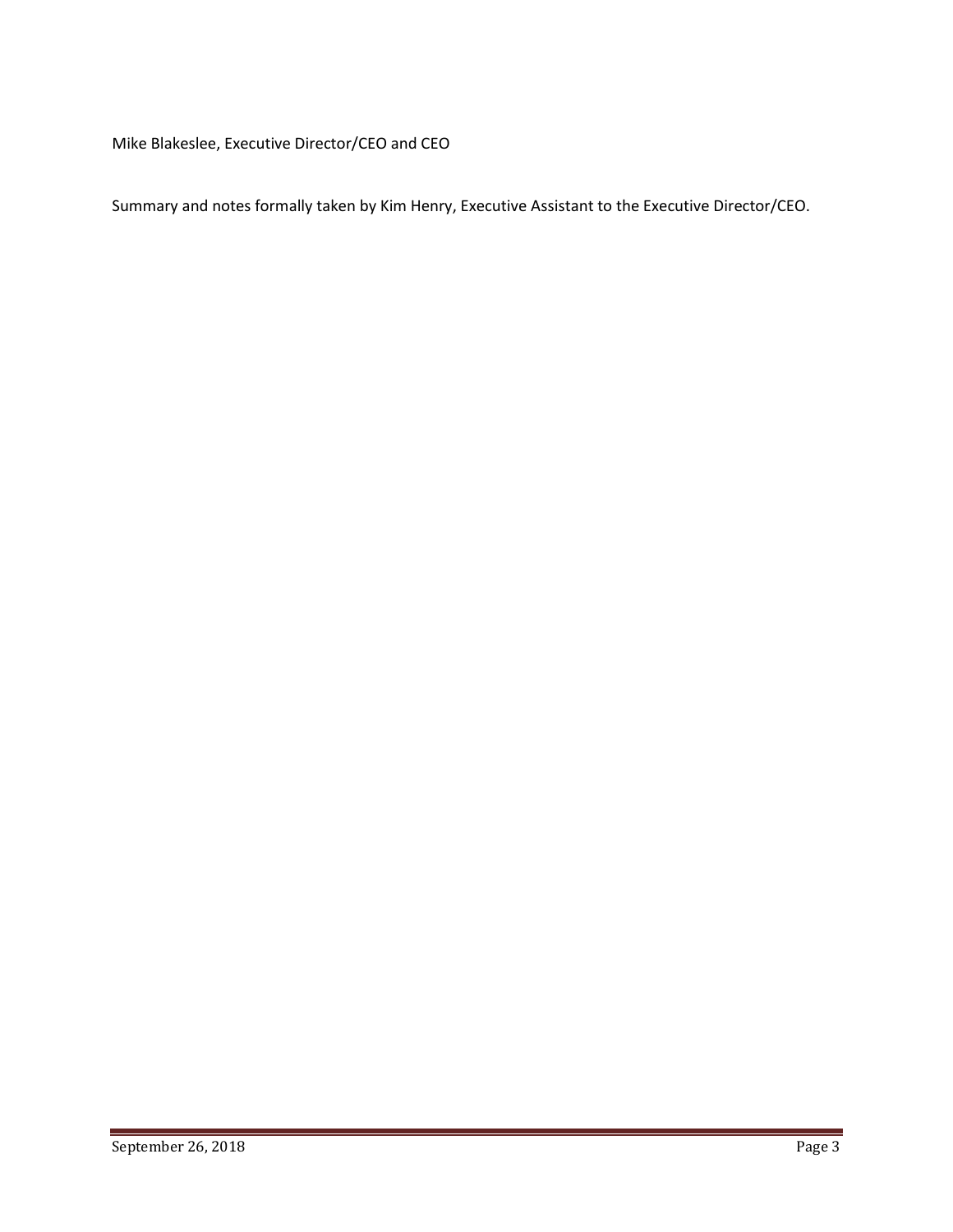Mike Blakeslee, Executive Director/CEO and CEO

Summary and notes formally taken by Kim Henry, Executive Assistant to the Executive Director/CEO.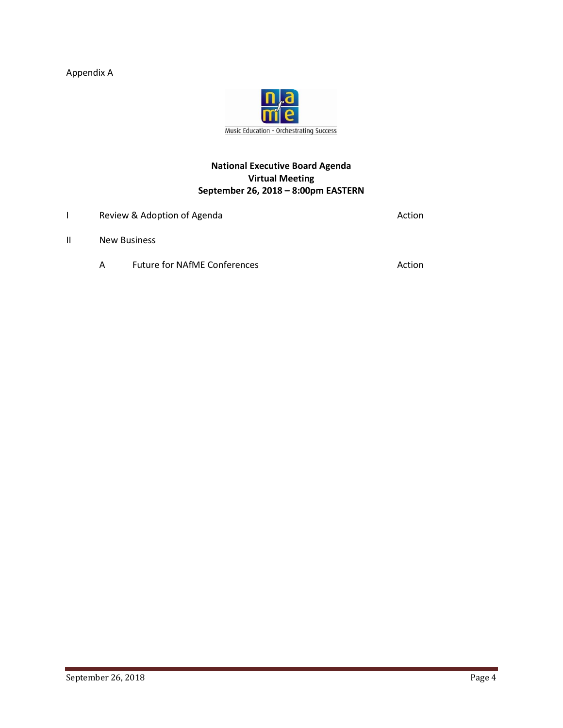Appendix A

Music Education · Orchestrating Success

**National Executive Board Agenda**
**Virtual Meeting**
**September 26, 2018 – 8:00pm EASTERN**

| | | |
|---|---|---|
| I | Review & Adoption of Agenda | Action |
| II | New Business | |
| | A Future for NAfME Conferences | Action |